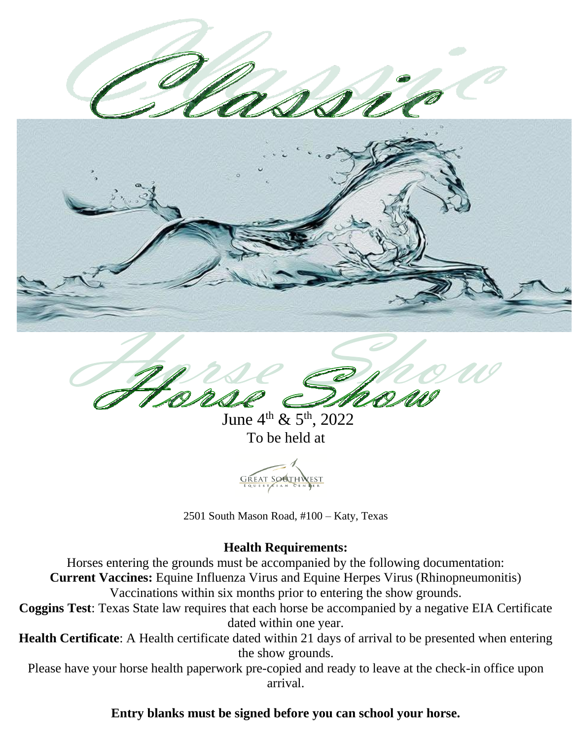# Classic

# Horse Show

June 4th & 5th, 2022

To be held at

GREAT SOUTHWEST EQUESTRIAN CENTER

2501 South Mason Road, #100 – Katy, Texas

**Health Requirements:**

Horses entering the grounds must be accompanied by the following documentation:

**Current Vaccines:** Equine Influenza Virus and Equine Herpes Virus (Rhinopneumonitis) Vaccinations within six months prior to entering the show grounds.

**Coggins Test**: Texas State law requires that each horse be accompanied by a negative EIA Certificate dated within one year.

**Health Certificate**: A Health certificate dated within 21 days of arrival to be presented when entering the show grounds.

Please have your horse health paperwork pre-copied and ready to leave at the check-in office upon arrival.

**Entry blanks must be signed before you can school your horse.**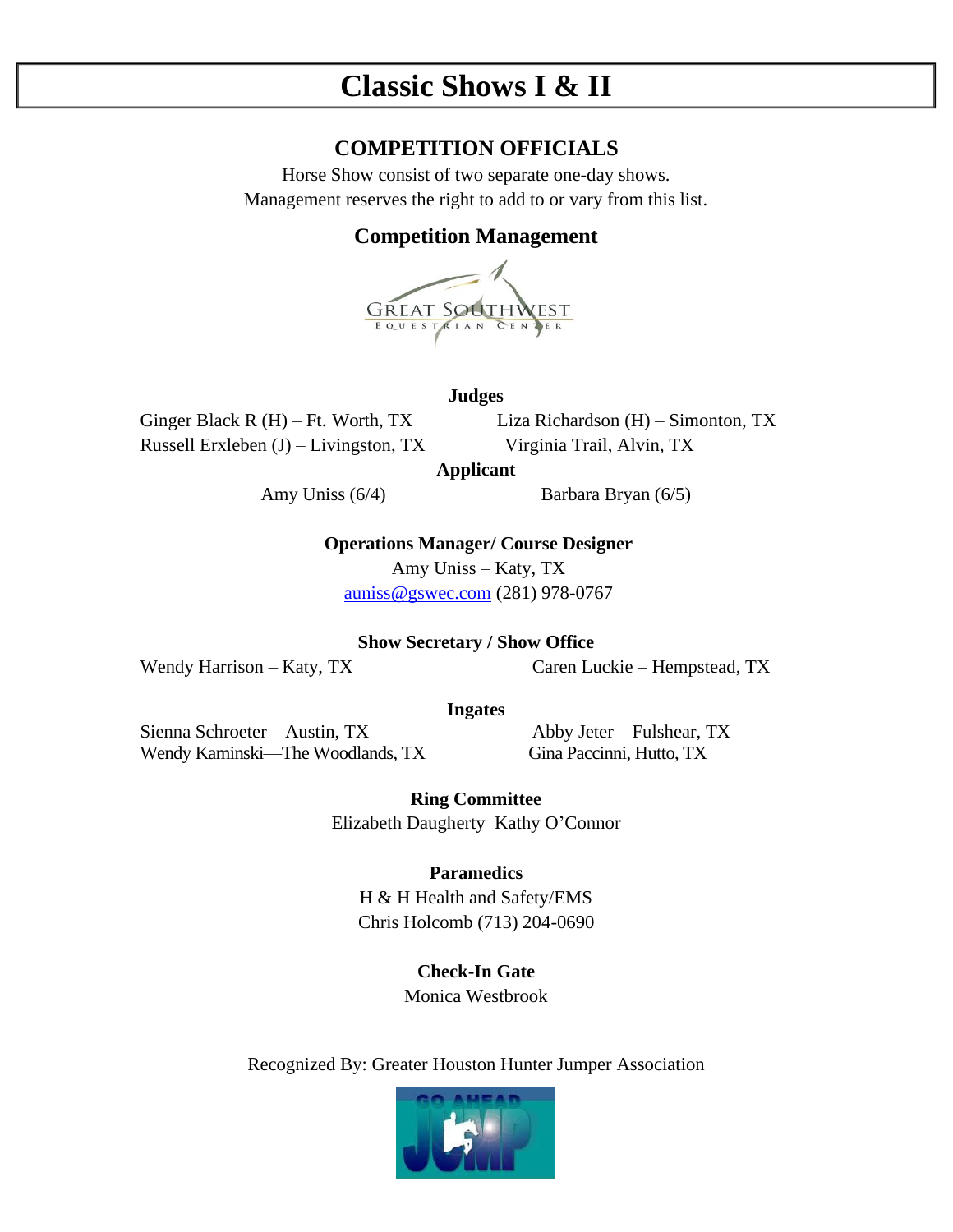# Classic Shows I & II

## COMPETITION OFFICIALS

Horse Show consist of two separate one-day shows.
Management reserves the right to add to or vary from this list.

### Competition Management

GREAT SOUTHWEST
EQUESTRIAN CENTER

**Judges**

Ginger Black R (H) – Ft. Worth, TX
Liza Richardson (H) – Simonton, TX
Russell Erxleben (J) – Livingston, TX
Virginia Trail, Alvin, TX

**Applicant**

Amy Uniss (6/4)
Barbara Bryan (6/5)

**Operations Manager/ Course Designer**

Amy Uniss – Katy, TX
auniss@gswec.com (281) 978-0767

**Show Secretary / Show Office**

Wendy Harrison – Katy, TX
Caren Luckie – Hempstead, TX

**Ingates**

Sienna Schroeter – Austin, TX
Abby Jeter – Fulshear, TX
Wendy Kaminski—The Woodlands, TX
Gina Paccinni, Hutto, TX

**Ring Committee**

Elizabeth Daugherty Kathy O'Connor

**Paramedics**

H & H Health and Safety/EMS
Chris Holcomb (713) 204-0690

**Check-In Gate**

Monica Westbrook

Recognized By: Greater Houston Hunter Jumper Association

GO AHEAD JUMP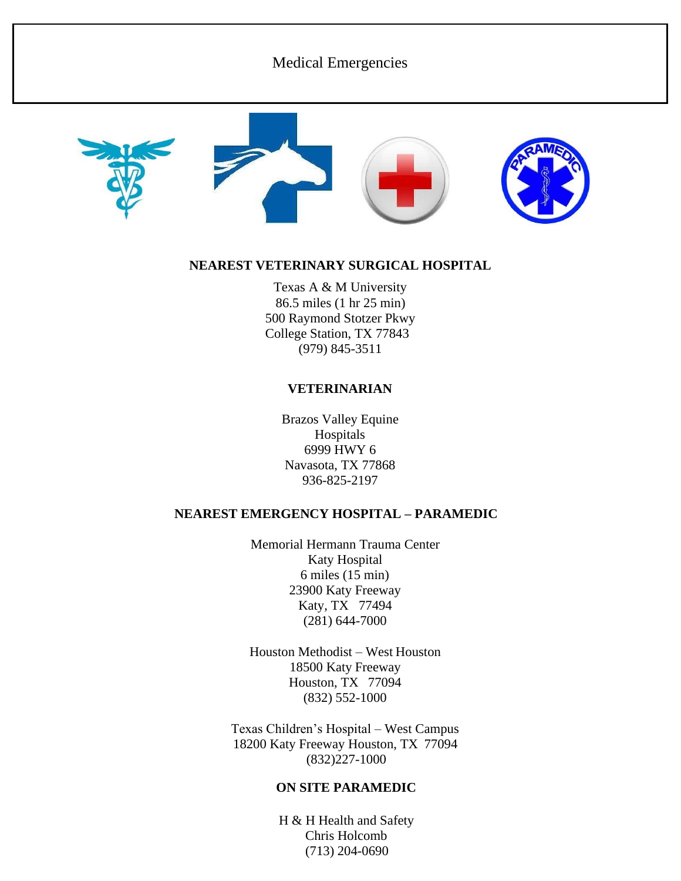# Medical Emergencies

**NEAREST VETERINARY SURGICAL HOSPITAL**

Texas A & M University
86.5 miles (1 hr 25 min)
500 Raymond Stotzer Pkwy
College Station, TX 77843
(979) 845-3511

**VETERINARIAN**

Brazos Valley Equine
Hospitals
6999 HWY 6
Navasota, TX 77868
936-825-2197

**NEAREST EMERGENCY HOSPITAL – PARAMEDIC**

Memorial Hermann Trauma Center
Katy Hospital
6 miles (15 min)
23900 Katy Freeway
Katy, TX 77494
(281) 644-7000

Houston Methodist – West Houston
18500 Katy Freeway
Houston, TX 77094
(832) 552-1000

Texas Children's Hospital – West Campus
18200 Katy Freeway Houston, TX 77094
(832)227-1000

**ON SITE PARAMEDIC**

H & H Health and Safety
Chris Holcomb
(713) 204-0690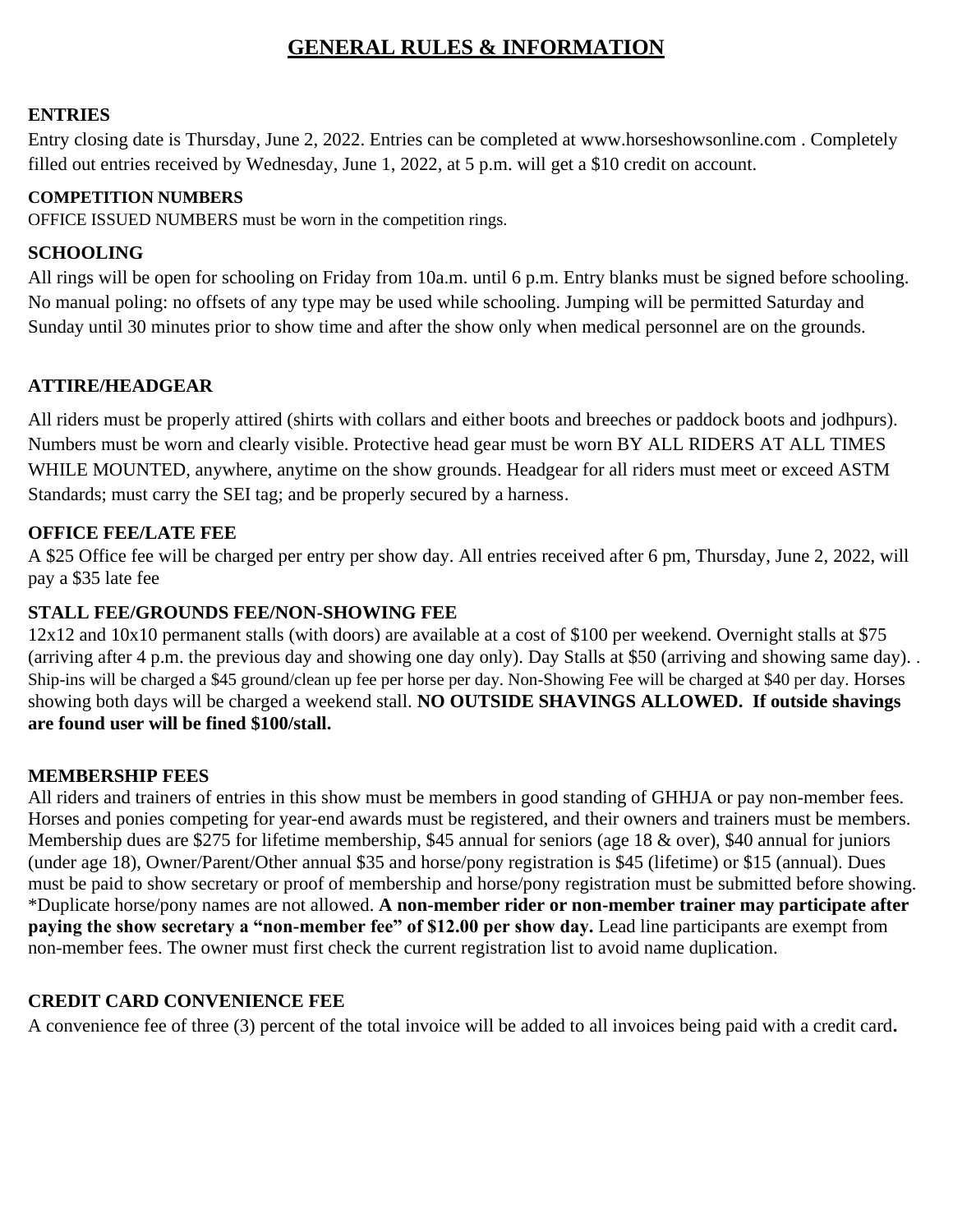# GENERAL RULES & INFORMATION

### ENTRIES

Entry closing date is Thursday, June 2, 2022. Entries can be completed at www.horseshowsonline.com . Completely filled out entries received by Wednesday, June 1, 2022, at 5 p.m. will get a $10 credit on account.

### COMPETITION NUMBERS

OFFICE ISSUED NUMBERS must be worn in the competition rings.

### SCHOOLING

All rings will be open for schooling on Friday from 10a.m. until 6 p.m. Entry blanks must be signed before schooling. No manual poling: no offsets of any type may be used while schooling. Jumping will be permitted Saturday and Sunday until 30 minutes prior to show time and after the show only when medical personnel are on the grounds.

### ATTIRE/HEADGEAR

All riders must be properly attired (shirts with collars and either boots and breeches or paddock boots and jodhpurs). Numbers must be worn and clearly visible. Protective head gear must be worn BY ALL RIDERS AT ALL TIMES WHILE MOUNTED, anywhere, anytime on the show grounds. Headgear for all riders must meet or exceed ASTM Standards; must carry the SEI tag; and be properly secured by a harness.

### OFFICE FEE/LATE FEE

A $25 Office fee will be charged per entry per show day. All entries received after 6 pm, Thursday, June 2, 2022, will pay a $35 late fee

### STALL FEE/GROUNDS FEE/NON-SHOWING FEE

12x12 and 10x10 permanent stalls (with doors) are available at a cost of $100 per weekend. Overnight stalls at $75 (arriving after 4 p.m. the previous day and showing one day only). Day Stalls at $50 (arriving and showing same day). . Ship-ins will be charged a $45 ground/clean up fee per horse per day. Non-Showing Fee will be charged at $40 per day. Horses showing both days will be charged a weekend stall. **NO OUTSIDE SHAVINGS ALLOWED. If outside shavings are found user will be fined $100/stall.**

### MEMBERSHIP FEES

All riders and trainers of entries in this show must be members in good standing of GHHJA or pay non-member fees. Horses and ponies competing for year-end awards must be registered, and their owners and trainers must be members. Membership dues are $275 for lifetime membership, $45 annual for seniors (age 18 & over), $40 annual for juniors (under age 18), Owner/Parent/Other annual $35 and horse/pony registration is $45 (lifetime) or $15 (annual). Dues must be paid to show secretary or proof of membership and horse/pony registration must be submitted before showing. *Duplicate horse/pony names are not allowed. **A non-member rider or non-member trainer may participate after paying the show secretary a "non-member fee" of $12.00 per show day.** Lead line participants are exempt from non-member fees. The owner must first check the current registration list to avoid name duplication.

### CREDIT CARD CONVENIENCE FEE

A convenience fee of three (3) percent of the total invoice will be added to all invoices being paid with a credit card**.**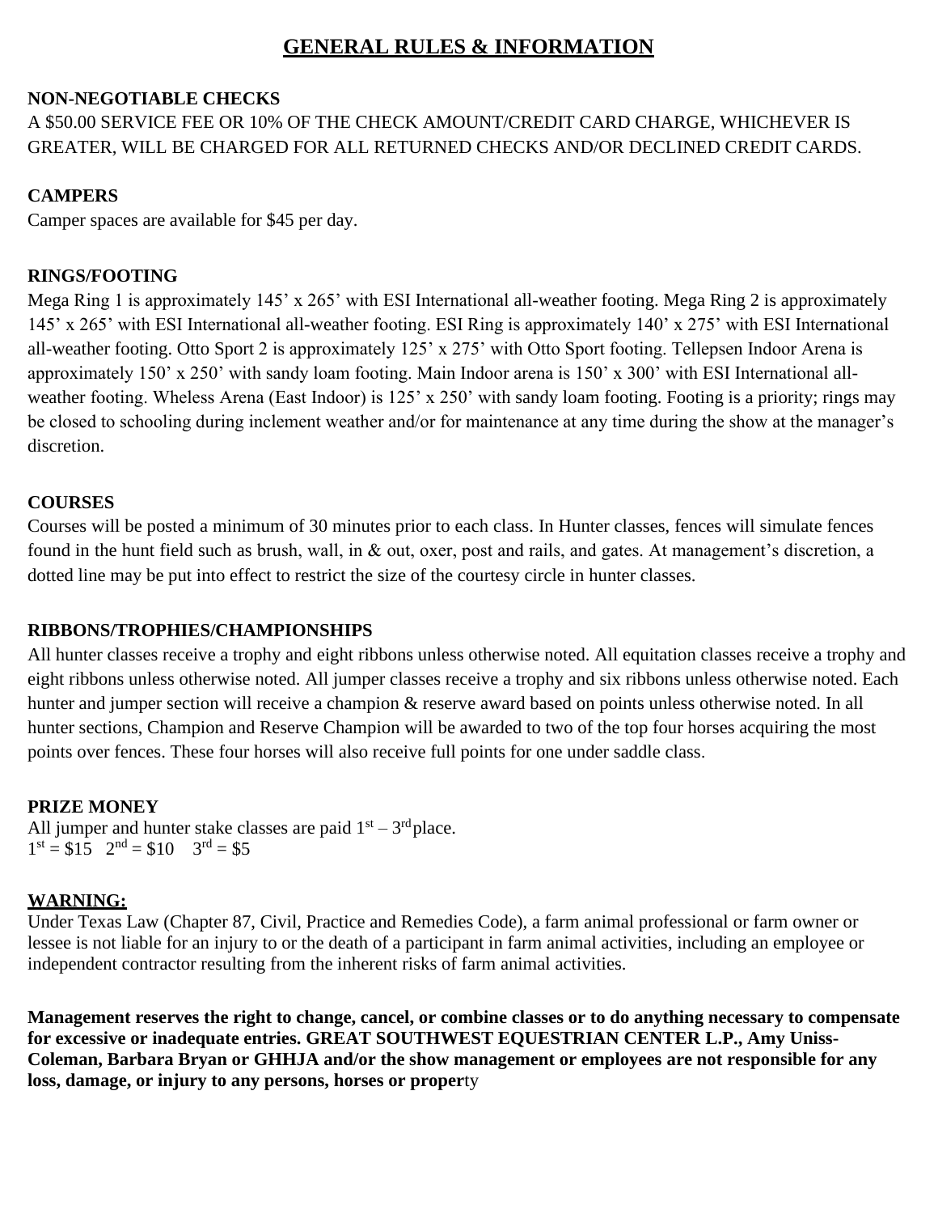# GENERAL RULES & INFORMATION

**NON-NEGOTIABLE CHECKS**

A $50.00 SERVICE FEE OR 10% OF THE CHECK AMOUNT/CREDIT CARD CHARGE, WHICHEVER IS GREATER, WILL BE CHARGED FOR ALL RETURNED CHECKS AND/OR DECLINED CREDIT CARDS.

**CAMPERS**

Camper spaces are available for $45 per day.

**RINGS/FOOTING**

Mega Ring 1 is approximately 145' x 265' with ESI International all-weather footing. Mega Ring 2 is approximately 145' x 265' with ESI International all-weather footing. ESI Ring is approximately 140' x 275' with ESI International all-weather footing. Otto Sport 2 is approximately 125' x 275' with Otto Sport footing. Tellepsen Indoor Arena is approximately 150' x 250' with sandy loam footing. Main Indoor arena is 150' x 300' with ESI International all-weather footing. Wheless Arena (East Indoor) is 125' x 250' with sandy loam footing. Footing is a priority; rings may be closed to schooling during inclement weather and/or for maintenance at any time during the show at the manager's discretion.

**COURSES**

Courses will be posted a minimum of 30 minutes prior to each class. In Hunter classes, fences will simulate fences found in the hunt field such as brush, wall, in & out, oxer, post and rails, and gates. At management's discretion, a dotted line may be put into effect to restrict the size of the courtesy circle in hunter classes.

**RIBBONS/TROPHIES/CHAMPIONSHIPS**

All hunter classes receive a trophy and eight ribbons unless otherwise noted. All equitation classes receive a trophy and eight ribbons unless otherwise noted. All jumper classes receive a trophy and six ribbons unless otherwise noted. Each hunter and jumper section will receive a champion & reserve award based on points unless otherwise noted. In all hunter sections, Champion and Reserve Champion will be awarded to two of the top four horses acquiring the most points over fences. These four horses will also receive full points for one under saddle class.

**PRIZE MONEY**

All jumper and hunter stake classes are paid 1st – 3rd place.
1st = $15 2nd = $10 3rd = $5

**WARNING:**

Under Texas Law (Chapter 87, Civil, Practice and Remedies Code), a farm animal professional or farm owner or lessee is not liable for an injury to or the death of a participant in farm animal activities, including an employee or independent contractor resulting from the inherent risks of farm animal activities.

**Management reserves the right to change, cancel, or combine classes or to do anything necessary to compensate for excessive or inadequate entries. GREAT SOUTHWEST EQUESTRIAN CENTER L.P., Amy Uniss-Coleman, Barbara Bryan or GHHJA and/or the show management or employees are not responsible for any loss, damage, or injury to any persons, horses or property**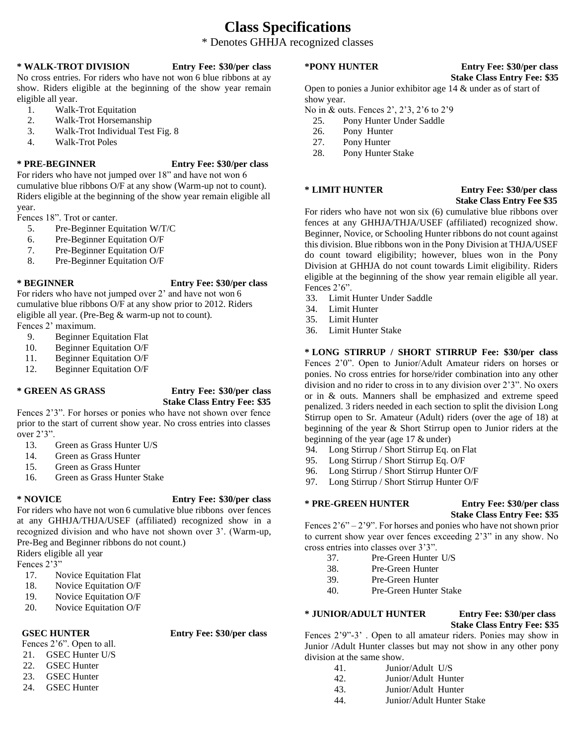# Class Specifications

\* Denotes GHHJA recognized classes

**\* WALK-TROT DIVISION** **Entry Fee: $30/per class**

No cross entries. For riders who have not won 6 blue ribbons at ay show. Riders eligible at the beginning of the show year remain eligible all year.

1. Walk-Trot Equitation
2. Walk-Trot Horsemanship
3. Walk-Trot Individual Test Fig. 8
4. Walk-Trot Poles

**\* PRE-BEGINNER** **Entry Fee: $30/per class**

For riders who have not jumped over 18" and have not won 6 cumulative blue ribbons O/F at any show (Warm-up not to count). Riders eligible at the beginning of the show year remain eligible all year.

Fences 18". Trot or canter.

5. Pre-Beginner Equitation W/T/C
6. Pre-Beginner Equitation O/F
7. Pre-Beginner Equitation O/F
8. Pre-Beginner Equitation O/F

**\* BEGINNER** **Entry Fee: $30/per class**

For riders who have not jumped over 2' and have not won 6 cumulative blue ribbons O/F at any show prior to 2012. Riders eligible all year. (Pre-Beg & warm-up not to count).

Fences 2' maximum.

9. Beginner Equitation Flat
10. Beginner Equitation O/F
11. Beginner Equitation O/F
12. Beginner Equitation O/F

**\* GREEN AS GRASS** **Entry Fee: $30/per class**
**Stake Class Entry Fee: $35**

Fences 2'3". For horses or ponies who have not shown over fence prior to the start of current show year. No cross entries into classes over 2'3".

13. Green as Grass Hunter U/S
14. Green as Grass Hunter
15. Green as Grass Hunter
16. Green as Grass Hunter Stake

**\* NOVICE** **Entry Fee: $30/per class**

For riders who have not won 6 cumulative blue ribbons over fences at any GHHJA/THJA/USEF (affiliated) recognized show in a recognized division and who have not shown over 3'. (Warm-up, Pre-Beg and Beginner ribbons do not count.)

Riders eligible all year

Fences 2'3"

17. Novice Equitation Flat
18. Novice Equitation O/F
19. Novice Equitation O/F
20. Novice Equitation O/F

**GSEC HUNTER** **Entry Fee: $30/per class**

Fences 2'6". Open to all.

21. GSEC Hunter U/S
22. GSEC Hunter
23. GSEC Hunter
24. GSEC Hunter

**\*PONY HUNTER** **Entry Fee: $30/per class**
**Stake Class Entry Fee: $35**

Open to ponies a Junior exhibitor age 14 & under as of start of show year.

No in & outs. Fences 2', 2'3, 2'6 to 2'9

25. Pony Hunter Under Saddle
26. Pony Hunter
27. Pony Hunter
28. Pony Hunter Stake

**\* LIMIT HUNTER** **Entry Fee: $30/per class**
**Stake Class Entry Fee $35**

For riders who have not won six (6) cumulative blue ribbons over fences at any GHHJA/THJA/USEF (affiliated) recognized show. Beginner, Novice, or Schooling Hunter ribbons do not count against this division. Blue ribbons won in the Pony Division at THJA/USEF do count toward eligibility; however, blues won in the Pony Division at GHHJA do not count towards Limit eligibility. Riders eligible at the beginning of the show year remain eligible all year. Fences 2'6".

33. Limit Hunter Under Saddle
34. Limit Hunter
35. Limit Hunter
36. Limit Hunter Stake

**\* LONG STIRRUP / SHORT STIRRUP Fee: $30/per class**

Fences 2'0". Open to Junior/Adult Amateur riders on horses or ponies. No cross entries for horse/rider combination into any other division and no rider to cross in to any division over 2'3". No oxers or in & outs. Manners shall be emphasized and extreme speed penalized. 3 riders needed in each section to split the division Long Stirrup open to Sr. Amateur (Adult) riders (over the age of 18) at beginning of the year & Short Stirrup open to Junior riders at the beginning of the year (age 17 & under)

94. Long Stirrup / Short Stirrup Eq. on Flat
95. Long Stirrup / Short Stirrup Eq. O/F
96. Long Stirrup / Short Stirrup Hunter O/F
97. Long Stirrup / Short Stirrup Hunter O/F

**\* PRE-GREEN HUNTER** **Entry Fee: $30/per class**
**Stake Class Entry Fee: $35**

Fences 2'6" – 2'9". For horses and ponies who have not shown prior to current show year over fences exceeding 2'3" in any show. No cross entries into classes over 3'3".

37. Pre-Green Hunter U/S
38. Pre-Green Hunter
39. Pre-Green Hunter
40. Pre-Green Hunter Stake

**\* JUNIOR/ADULT HUNTER** **Entry Fee: $30/per class**
**Stake Class Entry Fee: $35**

Fences 2'9"-3' . Open to all amateur riders. Ponies may show in Junior /Adult Hunter classes but may not show in any other pony division at the same show.

41. Junior/Adult U/S
42. Junior/Adult Hunter
43. Junior/Adult Hunter
44. Junior/Adult Hunter Stake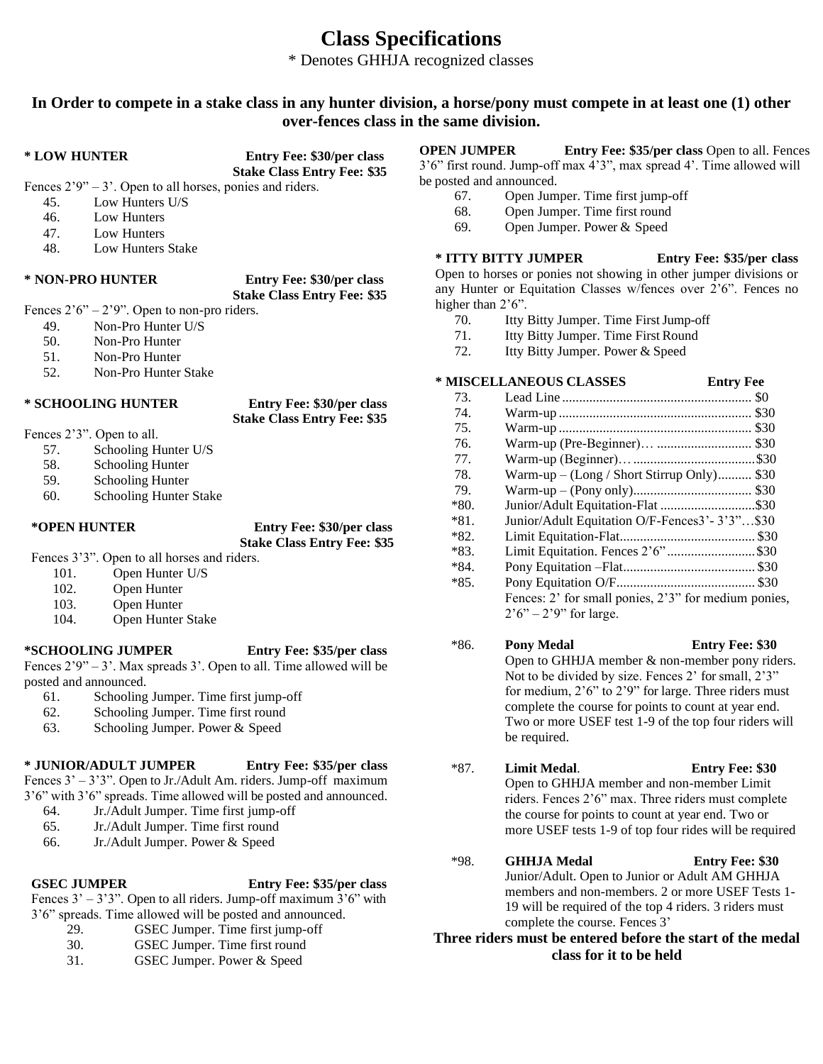# Class Specifications

\* Denotes GHHJA recognized classes

**In Order to compete in a stake class in any hunter division, a horse/pony must compete in at least one (1) other over-fences class in the same division.**

**\* LOW HUNTER** **Entry Fee: $30/per class**
**Stake Class Entry Fee: $35**

Fences 2'9" – 3'. Open to all horses, ponies and riders.

45. Low Hunters U/S
46. Low Hunters
47. Low Hunters
48. Low Hunters Stake

**\* NON-PRO HUNTER** **Entry Fee: $30/per class**
**Stake Class Entry Fee: $35**

Fences 2'6" – 2'9". Open to non-pro riders.

49. Non-Pro Hunter U/S
50. Non-Pro Hunter
51. Non-Pro Hunter
52. Non-Pro Hunter Stake

**\* SCHOOLING HUNTER** **Entry Fee: $30/per class**
**Stake Class Entry Fee: $35**

Fences 2'3". Open to all.

57. Schooling Hunter U/S
58. Schooling Hunter
59. Schooling Hunter
60. Schooling Hunter Stake

**\*OPEN HUNTER** **Entry Fee: $30/per class**
**Stake Class Entry Fee: $35**

Fences 3'3". Open to all horses and riders.

101. Open Hunter U/S
102. Open Hunter
103. Open Hunter
104. Open Hunter Stake

**\*SCHOOLING JUMPER** **Entry Fee: $35/per class**

Fences 2'9" – 3'. Max spreads 3'. Open to all. Time allowed will be posted and announced.

61. Schooling Jumper. Time first jump-off
62. Schooling Jumper. Time first round
63. Schooling Jumper. Power & Speed

**\* JUNIOR/ADULT JUMPER** **Entry Fee: $35/per class**

Fences 3' – 3'3". Open to Jr./Adult Am. riders. Jump-off maximum 3'6" with 3'6" spreads. Time allowed will be posted and announced.

64. Jr./Adult Jumper. Time first jump-off
65. Jr./Adult Jumper. Time first round
66. Jr./Adult Jumper. Power & Speed

**GSEC JUMPER** **Entry Fee: $35/per class**

Fences 3' – 3'3". Open to all riders. Jump-off maximum 3'6" with 3'6" spreads. Time allowed will be posted and announced.

29. GSEC Jumper. Time first jump-off
30. GSEC Jumper. Time first round
31. GSEC Jumper. Power & Speed

**OPEN JUMPER** **Entry Fee: $35/per class** Open to all. Fences 3'6" first round. Jump-off max 4'3", max spread 4'. Time allowed will be posted and announced.

67. Open Jumper. Time first jump-off
68. Open Jumper. Time first round
69. Open Jumper. Power & Speed

**\* ITTY BITTY JUMPER** **Entry Fee: $35/per class**

Open to horses or ponies not showing in other jumper divisions or any Hunter or Equitation Classes w/fences over 2'6". Fences no higher than 2'6".

70. Itty Bitty Jumper. Time First Jump-off
71. Itty Bitty Jumper. Time First Round
72. Itty Bitty Jumper. Power & Speed

**\* MISCELLANEOUS CLASSES** **Entry Fee**

| No. | Class | Entry Fee |
|---|---|---|
| 73. | Lead Line | $0 |
| 74. | Warm-up | $30 |
| 75. | Warm-up | $30 |
| 76. | Warm-up (Pre-Beginner)… | $30 |
| 77. | Warm-up (Beginner)… | $30 |
| 78. | Warm-up – (Long / Short Stirrup Only) | $30 |
| 79. | Warm-up – (Pony only) | $30 |
| \*80. | Junior/Adult Equitation-Flat | $30 |
| \*81. | Junior/Adult Equitation O/F-Fences3'- 3'3"… | $30 |
| \*82. | Limit Equitation-Flat | $30 |
| \*83. | Limit Equitation. Fences 2'6" | $30 |
| \*84. | Pony Equitation –Flat | $30 |
| \*85. | Pony Equitation O/F | $30 |

Fences: 2' for small ponies, 2'3" for medium ponies, 2'6" – 2'9" for large.

\*86. **Pony Medal** **Entry Fee: $30**
Open to GHHJA member & non-member pony riders. Not to be divided by size. Fences 2' for small, 2'3" for medium, 2'6" to 2'9" for large. Three riders must complete the course for points to count at year end. Two or more USEF test 1-9 of the top four riders will be required.

\*87. **Limit Medal**. **Entry Fee: $30**
Open to GHHJA member and non-member Limit riders. Fences 2'6" max. Three riders must complete the course for points to count at year end. Two or more USEF tests 1-9 of top four rides will be required

\*98. **GHHJA Medal** **Entry Fee: $30**
Junior/Adult. Open to Junior or Adult AM GHHJA members and non-members. 2 or more USEF Tests 1-19 will be required of the top 4 riders. 3 riders must complete the course. Fences 3'

**Three riders must be entered before the start of the medal class for it to be held**